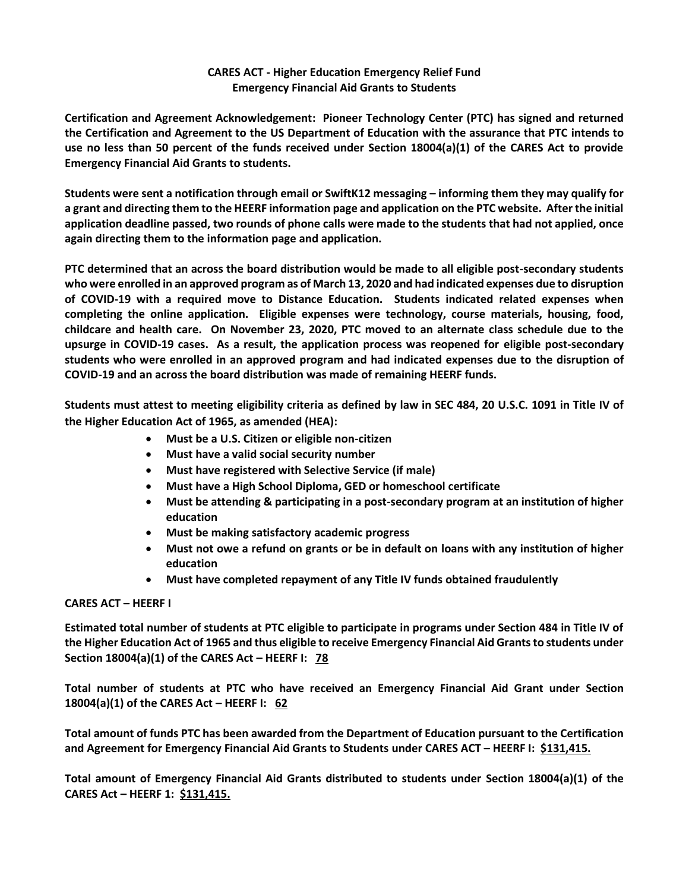**CARES ACT - Higher Education Emergency Relief Fund**
**Emergency Financial Aid Grants to Students**

**Certification and Agreement Acknowledgement: Pioneer Technology Center (PTC) has signed and returned the Certification and Agreement to the US Department of Education with the assurance that PTC intends to use no less than 50 percent of the funds received under Section 18004(a)(1) of the CARES Act to provide Emergency Financial Aid Grants to students.**

**Students were sent a notification through email or SwiftK12 messaging – informing them they may qualify for a grant and directing them to the HEERF information page and application on the PTC website. After the initial application deadline passed, two rounds of phone calls were made to the students that had not applied, once again directing them to the information page and application.**

**PTC determined that an across the board distribution would be made to all eligible post-secondary students who were enrolled in an approved program as of March 13, 2020 and had indicated expenses due to disruption of COVID-19 with a required move to Distance Education. Students indicated related expenses when completing the online application. Eligible expenses were technology, course materials, housing, food, childcare and health care. On November 23, 2020, PTC moved to an alternate class schedule due to the upsurge in COVID-19 cases. As a result, the application process was reopened for eligible post-secondary students who were enrolled in an approved program and had indicated expenses due to the disruption of COVID-19 and an across the board distribution was made of remaining HEERF funds.**

**Students must attest to meeting eligibility criteria as defined by law in SEC 484, 20 U.S.C. 1091 in Title IV of the Higher Education Act of 1965, as amended (HEA):**

- **Must be a U.S. Citizen or eligible non-citizen**
- **Must have a valid social security number**
- **Must have registered with Selective Service (if male)**
- **Must have a High School Diploma, GED or homeschool certificate**
- **Must be attending & participating in a post-secondary program at an institution of higher education**
- **Must be making satisfactory academic progress**
- **Must not owe a refund on grants or be in default on loans with any institution of higher education**
- **Must have completed repayment of any Title IV funds obtained fraudulently**

**CARES ACT – HEERF I**

**Estimated total number of students at PTC eligible to participate in programs under Section 484 in Title IV of the Higher Education Act of 1965 and thus eligible to receive Emergency Financial Aid Grants to students under Section 18004(a)(1) of the CARES Act – HEERF I: 78**

**Total number of students at PTC who have received an Emergency Financial Aid Grant under Section 18004(a)(1) of the CARES Act – HEERF I: 62**

**Total amount of funds PTC has been awarded from the Department of Education pursuant to the Certification and Agreement for Emergency Financial Aid Grants to Students under CARES ACT – HEERF I: $131,415.**

**Total amount of Emergency Financial Aid Grants distributed to students under Section 18004(a)(1) of the CARES Act – HEERF 1: $131,415.**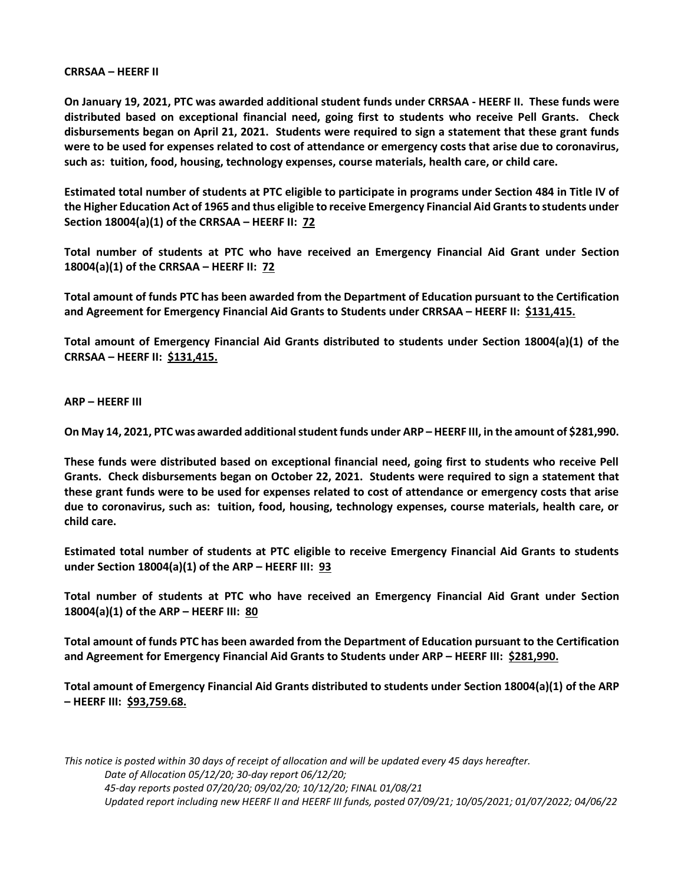## CRRSAA – HEERF II

**On January 19, 2021, PTC was awarded additional student funds under CRRSAA - HEERF II. These funds were distributed based on exceptional financial need, going first to students who receive Pell Grants. Check disbursements began on April 21, 2021. Students were required to sign a statement that these grant funds were to be used for expenses related to cost of attendance or emergency costs that arise due to coronavirus, such as: tuition, food, housing, technology expenses, course materials, health care, or child care.**

**Estimated total number of students at PTC eligible to participate in programs under Section 484 in Title IV of the Higher Education Act of 1965 and thus eligible to receive Emergency Financial Aid Grants to students under Section 18004(a)(1) of the CRRSAA – HEERF II: 72**

**Total number of students at PTC who have received an Emergency Financial Aid Grant under Section 18004(a)(1) of the CRRSAA – HEERF II: 72**

**Total amount of funds PTC has been awarded from the Department of Education pursuant to the Certification and Agreement for Emergency Financial Aid Grants to Students under CRRSAA – HEERF II: $131,415.**

**Total amount of Emergency Financial Aid Grants distributed to students under Section 18004(a)(1) of the CRRSAA – HEERF II: $131,415.**

## ARP – HEERF III

**On May 14, 2021, PTC was awarded additional student funds under ARP – HEERF III, in the amount of $281,990.**

**These funds were distributed based on exceptional financial need, going first to students who receive Pell Grants. Check disbursements began on October 22, 2021. Students were required to sign a statement that these grant funds were to be used for expenses related to cost of attendance or emergency costs that arise due to coronavirus, such as: tuition, food, housing, technology expenses, course materials, health care, or child care.**

**Estimated total number of students at PTC eligible to receive Emergency Financial Aid Grants to students under Section 18004(a)(1) of the ARP – HEERF III: 93**

**Total number of students at PTC who have received an Emergency Financial Aid Grant under Section 18004(a)(1) of the ARP – HEERF III: 80**

**Total amount of funds PTC has been awarded from the Department of Education pursuant to the Certification and Agreement for Emergency Financial Aid Grants to Students under ARP – HEERF III: $281,990.**

**Total amount of Emergency Financial Aid Grants distributed to students under Section 18004(a)(1) of the ARP – HEERF III: $93,759.68.**

*This notice is posted within 30 days of receipt of allocation and will be updated every 45 days hereafter.*
*Date of Allocation 05/12/20; 30-day report 06/12/20;*
*45-day reports posted 07/20/20; 09/02/20; 10/12/20; FINAL 01/08/21*
*Updated report including new HEERF II and HEERF III funds, posted 07/09/21; 10/05/2021; 01/07/2022; 04/06/22*